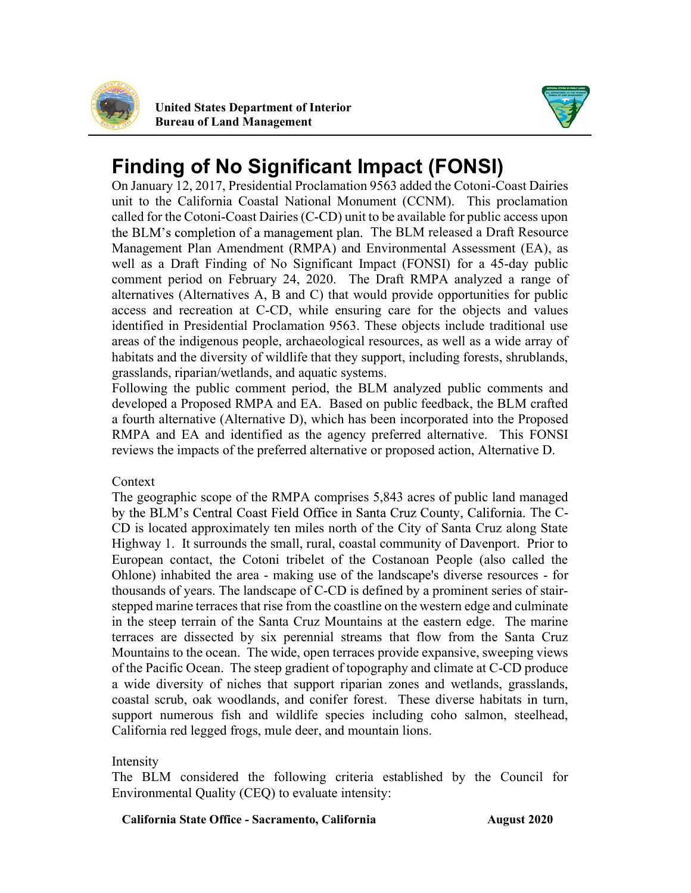United States Department of Interior
Bureau of Land Management

# Finding of No Significant Impact (FONSI)

On January 12, 2017, Presidential Proclamation 9563 added the Cotoni-Coast Dairies unit to the California Coastal National Monument (CCNM). This proclamation called for the Cotoni-Coast Dairies (C-CD) unit to be available for public access upon the BLM's completion of a management plan. The BLM released a Draft Resource Management Plan Amendment (RMPA) and Environmental Assessment (EA), as well as a Draft Finding of No Significant Impact (FONSI) for a 45-day public comment period on February 24, 2020. The Draft RMPA analyzed a range of alternatives (Alternatives A, B and C) that would provide opportunities for public access and recreation at C-CD, while ensuring care for the objects and values identified in Presidential Proclamation 9563. These objects include traditional use areas of the indigenous people, archaeological resources, as well as a wide array of habitats and the diversity of wildlife that they support, including forests, shrublands, grasslands, riparian/wetlands, and aquatic systems.

Following the public comment period, the BLM analyzed public comments and developed a Proposed RMPA and EA. Based on public feedback, the BLM crafted a fourth alternative (Alternative D), which has been incorporated into the Proposed RMPA and EA and identified as the agency preferred alternative. This FONSI reviews the impacts of the preferred alternative or proposed action, Alternative D.

## Context

The geographic scope of the RMPA comprises 5,843 acres of public land managed by the BLM's Central Coast Field Office in Santa Cruz County, California. The C-CD is located approximately ten miles north of the City of Santa Cruz along State Highway 1. It surrounds the small, rural, coastal community of Davenport. Prior to European contact, the Cotoni tribelet of the Costanoan People (also called the Ohlone) inhabited the area - making use of the landscape's diverse resources - for thousands of years. The landscape of C-CD is defined by a prominent series of stair-stepped marine terraces that rise from the coastline on the western edge and culminate in the steep terrain of the Santa Cruz Mountains at the eastern edge. The marine terraces are dissected by six perennial streams that flow from the Santa Cruz Mountains to the ocean. The wide, open terraces provide expansive, sweeping views of the Pacific Ocean. The steep gradient of topography and climate at C-CD produce a wide diversity of niches that support riparian zones and wetlands, grasslands, coastal scrub, oak woodlands, and conifer forest. These diverse habitats in turn, support numerous fish and wildlife species including coho salmon, steelhead, California red legged frogs, mule deer, and mountain lions.

## Intensity

The BLM considered the following criteria established by the Council for Environmental Quality (CEQ) to evaluate intensity: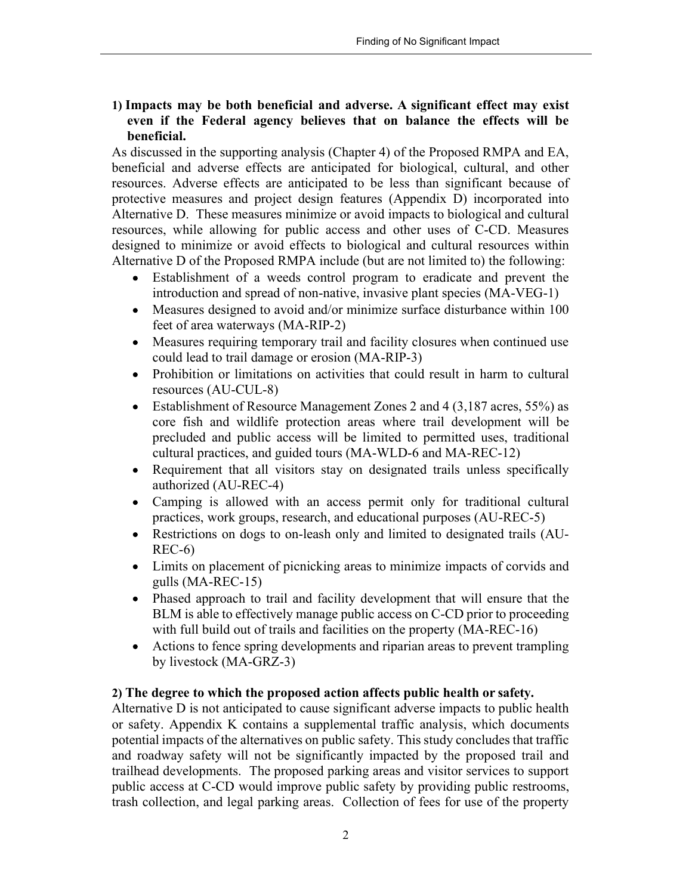**1) Impacts may be both beneficial and adverse. A significant effect may exist even if the Federal agency believes that on balance the effects will be beneficial.**

As discussed in the supporting analysis (Chapter 4) of the Proposed RMPA and EA, beneficial and adverse effects are anticipated for biological, cultural, and other resources. Adverse effects are anticipated to be less than significant because of protective measures and project design features (Appendix D) incorporated into Alternative D. These measures minimize or avoid impacts to biological and cultural resources, while allowing for public access and other uses of C-CD. Measures designed to minimize or avoid effects to biological and cultural resources within Alternative D of the Proposed RMPA include (but are not limited to) the following:

- Establishment of a weeds control program to eradicate and prevent the introduction and spread of non-native, invasive plant species (MA-VEG-1)
- Measures designed to avoid and/or minimize surface disturbance within 100 feet of area waterways (MA-RIP-2)
- Measures requiring temporary trail and facility closures when continued use could lead to trail damage or erosion (MA-RIP-3)
- Prohibition or limitations on activities that could result in harm to cultural resources (AU-CUL-8)
- Establishment of Resource Management Zones 2 and 4 (3,187 acres, 55%) as core fish and wildlife protection areas where trail development will be precluded and public access will be limited to permitted uses, traditional cultural practices, and guided tours (MA-WLD-6 and MA-REC-12)
- Requirement that all visitors stay on designated trails unless specifically authorized (AU-REC-4)
- Camping is allowed with an access permit only for traditional cultural practices, work groups, research, and educational purposes (AU-REC-5)
- Restrictions on dogs to on-leash only and limited to designated trails (AU-REC-6)
- Limits on placement of picnicking areas to minimize impacts of corvids and gulls (MA-REC-15)
- Phased approach to trail and facility development that will ensure that the BLM is able to effectively manage public access on C-CD prior to proceeding with full build out of trails and facilities on the property (MA-REC-16)
- Actions to fence spring developments and riparian areas to prevent trampling by livestock (MA-GRZ-3)

**2) The degree to which the proposed action affects public health or safety.**

Alternative D is not anticipated to cause significant adverse impacts to public health or safety. Appendix K contains a supplemental traffic analysis, which documents potential impacts of the alternatives on public safety. This study concludes that traffic and roadway safety will not be significantly impacted by the proposed trail and trailhead developments. The proposed parking areas and visitor services to support public access at C-CD would improve public safety by providing public restrooms, trash collection, and legal parking areas. Collection of fees for use of the property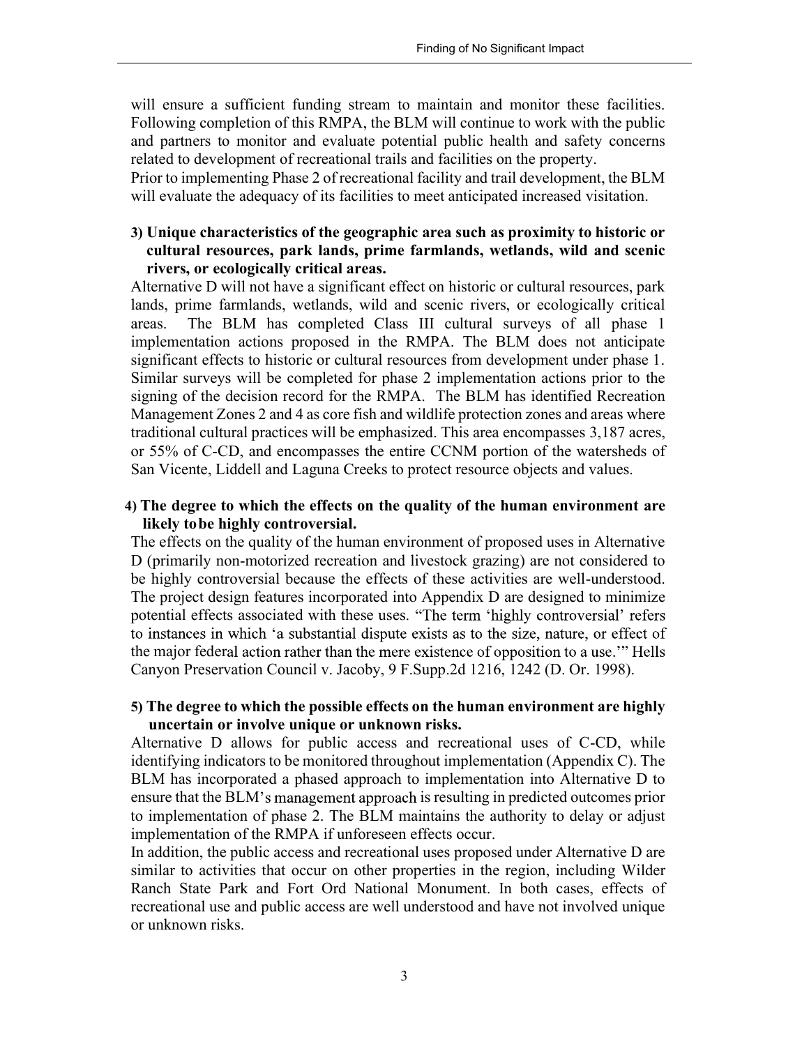will ensure a sufficient funding stream to maintain and monitor these facilities. Following completion of this RMPA, the BLM will continue to work with the public and partners to monitor and evaluate potential public health and safety concerns related to development of recreational trails and facilities on the property.

Prior to implementing Phase 2 of recreational facility and trail development, the BLM will evaluate the adequacy of its facilities to meet anticipated increased visitation.

**3) Unique characteristics of the geographic area such as proximity to historic or cultural resources, park lands, prime farmlands, wetlands, wild and scenic rivers, or ecologically critical areas.**

Alternative D will not have a significant effect on historic or cultural resources, park lands, prime farmlands, wetlands, wild and scenic rivers, or ecologically critical areas. The BLM has completed Class III cultural surveys of all phase 1 implementation actions proposed in the RMPA. The BLM does not anticipate significant effects to historic or cultural resources from development under phase 1. Similar surveys will be completed for phase 2 implementation actions prior to the signing of the decision record for the RMPA. The BLM has identified Recreation Management Zones 2 and 4 as core fish and wildlife protection zones and areas where traditional cultural practices will be emphasized. This area encompasses 3,187 acres, or 55% of C-CD, and encompasses the entire CCNM portion of the watersheds of San Vicente, Liddell and Laguna Creeks to protect resource objects and values.

**4) The degree to which the effects on the quality of the human environment are likely to be highly controversial.**

The effects on the quality of the human environment of proposed uses in Alternative D (primarily non-motorized recreation and livestock grazing) are not considered to be highly controversial because the effects of these activities are well-understood. The project design features incorporated into Appendix D are designed to minimize potential effects associated with these uses. "The term 'highly controversial' refers to instances in which 'a substantial dispute exists as to the size, nature, or effect of the major federal action rather than the mere existence of opposition to a use.'" Hells Canyon Preservation Council v. Jacoby, 9 F.Supp.2d 1216, 1242 (D. Or. 1998).

**5) The degree to which the possible effects on the human environment are highly uncertain or involve unique or unknown risks.**

Alternative D allows for public access and recreational uses of C-CD, while identifying indicators to be monitored throughout implementation (Appendix C). The BLM has incorporated a phased approach to implementation into Alternative D to ensure that the BLM's management approach is resulting in predicted outcomes prior to implementation of phase 2. The BLM maintains the authority to delay or adjust implementation of the RMPA if unforeseen effects occur.

In addition, the public access and recreational uses proposed under Alternative D are similar to activities that occur on other properties in the region, including Wilder Ranch State Park and Fort Ord National Monument. In both cases, effects of recreational use and public access are well understood and have not involved unique or unknown risks.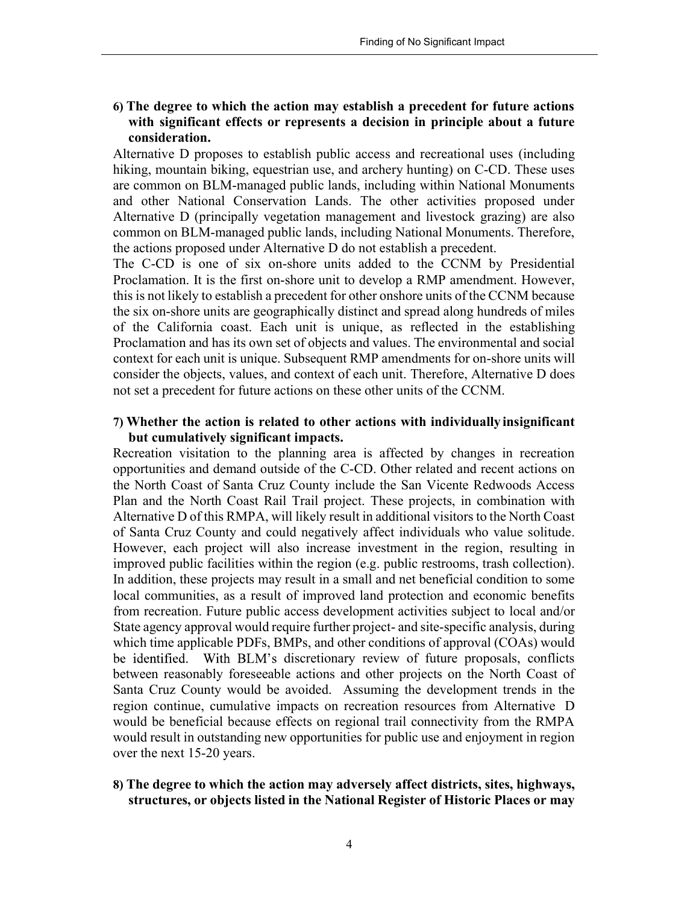**6) The degree to which the action may establish a precedent for future actions with significant effects or represents a decision in principle about a future consideration.**

Alternative D proposes to establish public access and recreational uses (including hiking, mountain biking, equestrian use, and archery hunting) on C-CD. These uses are common on BLM-managed public lands, including within National Monuments and other National Conservation Lands. The other activities proposed under Alternative D (principally vegetation management and livestock grazing) are also common on BLM-managed public lands, including National Monuments. Therefore, the actions proposed under Alternative D do not establish a precedent.

The C-CD is one of six on-shore units added to the CCNM by Presidential Proclamation. It is the first on-shore unit to develop a RMP amendment. However, this is not likely to establish a precedent for other onshore units of the CCNM because the six on-shore units are geographically distinct and spread along hundreds of miles of the California coast. Each unit is unique, as reflected in the establishing Proclamation and has its own set of objects and values. The environmental and social context for each unit is unique. Subsequent RMP amendments for on-shore units will consider the objects, values, and context of each unit. Therefore, Alternative D does not set a precedent for future actions on these other units of the CCNM.

**7) Whether the action is related to other actions with individually insignificant but cumulatively significant impacts.**

Recreation visitation to the planning area is affected by changes in recreation opportunities and demand outside of the C-CD. Other related and recent actions on the North Coast of Santa Cruz County include the San Vicente Redwoods Access Plan and the North Coast Rail Trail project. These projects, in combination with Alternative D of this RMPA, will likely result in additional visitors to the North Coast of Santa Cruz County and could negatively affect individuals who value solitude. However, each project will also increase investment in the region, resulting in improved public facilities within the region (e.g. public restrooms, trash collection). In addition, these projects may result in a small and net beneficial condition to some local communities, as a result of improved land protection and economic benefits from recreation. Future public access development activities subject to local and/or State agency approval would require further project- and site-specific analysis, during which time applicable PDFs, BMPs, and other conditions of approval (COAs) would be identified. With BLM's discretionary review of future proposals, conflicts between reasonably foreseeable actions and other projects on the North Coast of Santa Cruz County would be avoided. Assuming the development trends in the region continue, cumulative impacts on recreation resources from Alternative D would be beneficial because effects on regional trail connectivity from the RMPA would result in outstanding new opportunities for public use and enjoyment in region over the next 15-20 years.

**8) The degree to which the action may adversely affect districts, sites, highways, structures, or objects listed in the National Register of Historic Places or may**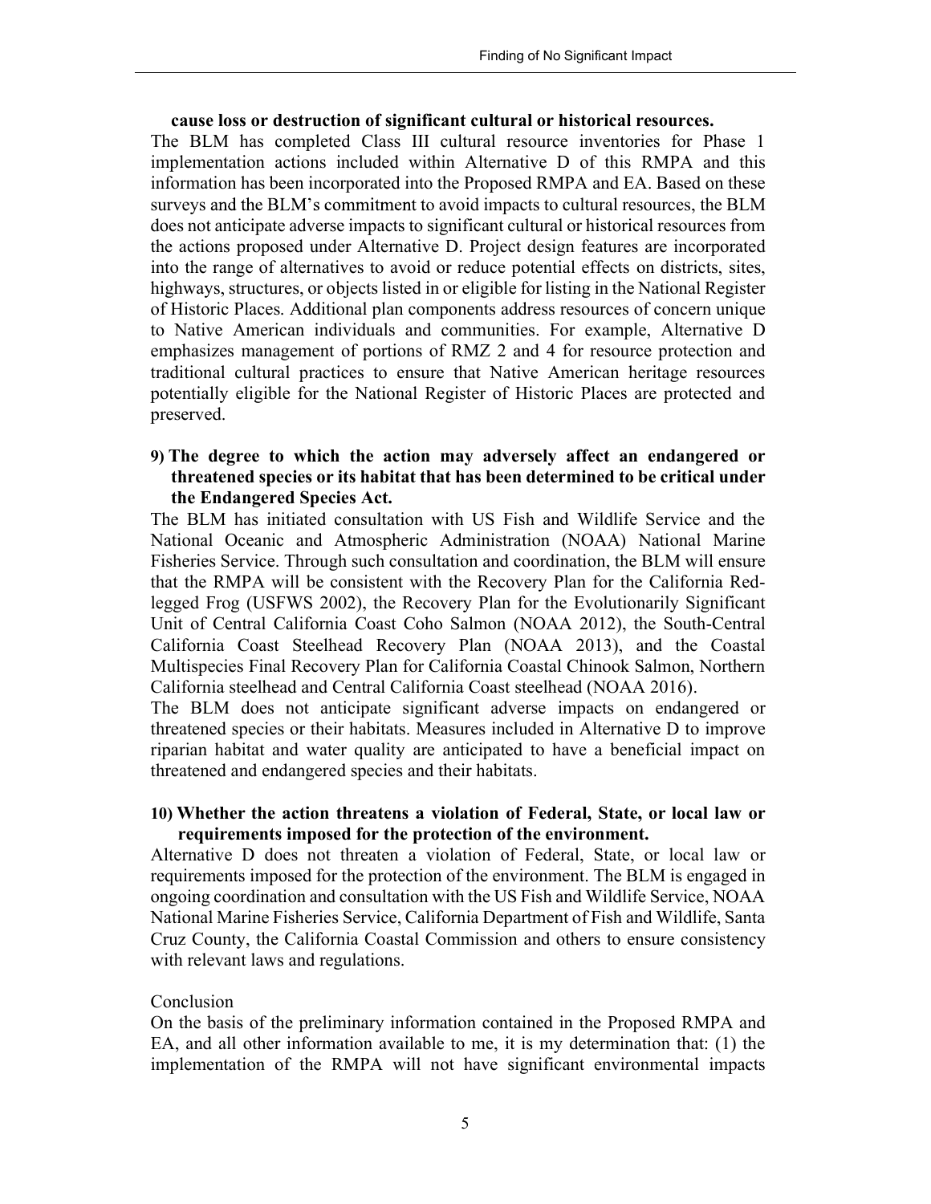**cause loss or destruction of significant cultural or historical resources.**

The BLM has completed Class III cultural resource inventories for Phase 1 implementation actions included within Alternative D of this RMPA and this information has been incorporated into the Proposed RMPA and EA. Based on these surveys and the BLM's commitment to avoid impacts to cultural resources, the BLM does not anticipate adverse impacts to significant cultural or historical resources from the actions proposed under Alternative D. Project design features are incorporated into the range of alternatives to avoid or reduce potential effects on districts, sites, highways, structures, or objects listed in or eligible for listing in the National Register of Historic Places. Additional plan components address resources of concern unique to Native American individuals and communities. For example, Alternative D emphasizes management of portions of RMZ 2 and 4 for resource protection and traditional cultural practices to ensure that Native American heritage resources potentially eligible for the National Register of Historic Places are protected and preserved.

**9) The degree to which the action may adversely affect an endangered or threatened species or its habitat that has been determined to be critical under the Endangered Species Act.**

The BLM has initiated consultation with US Fish and Wildlife Service and the National Oceanic and Atmospheric Administration (NOAA) National Marine Fisheries Service. Through such consultation and coordination, the BLM will ensure that the RMPA will be consistent with the Recovery Plan for the California Red-legged Frog (USFWS 2002), the Recovery Plan for the Evolutionarily Significant Unit of Central California Coast Coho Salmon (NOAA 2012), the South-Central California Coast Steelhead Recovery Plan (NOAA 2013), and the Coastal Multispecies Final Recovery Plan for California Coastal Chinook Salmon, Northern California steelhead and Central California Coast steelhead (NOAA 2016).

The BLM does not anticipate significant adverse impacts on endangered or threatened species or their habitats. Measures included in Alternative D to improve riparian habitat and water quality are anticipated to have a beneficial impact on threatened and endangered species and their habitats.

**10) Whether the action threatens a violation of Federal, State, or local law or requirements imposed for the protection of the environment.**

Alternative D does not threaten a violation of Federal, State, or local law or requirements imposed for the protection of the environment. The BLM is engaged in ongoing coordination and consultation with the US Fish and Wildlife Service, NOAA National Marine Fisheries Service, California Department of Fish and Wildlife, Santa Cruz County, the California Coastal Commission and others to ensure consistency with relevant laws and regulations.

Conclusion

On the basis of the preliminary information contained in the Proposed RMPA and EA, and all other information available to me, it is my determination that: (1) the implementation of the RMPA will not have significant environmental impacts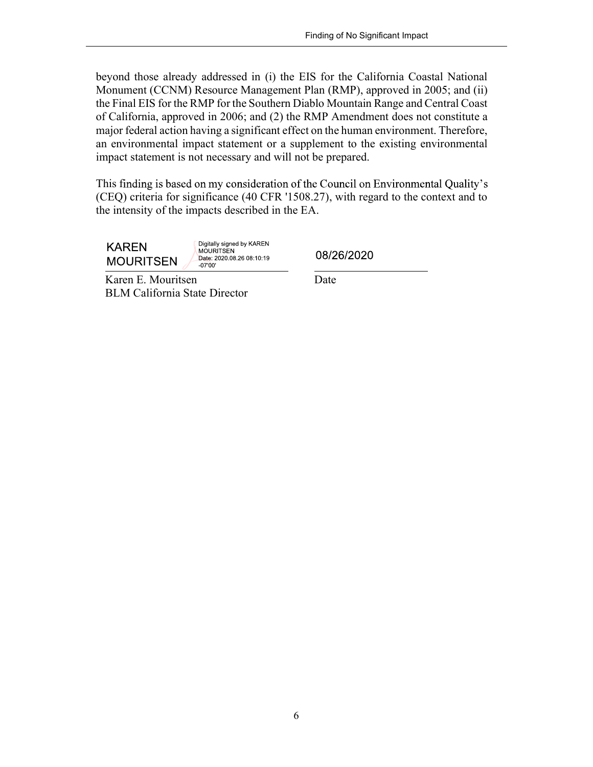beyond those already addressed in (i) the EIS for the California Coastal National Monument (CCNM) Resource Management Plan (RMP), approved in 2005; and (ii) the Final EIS for the RMP for the Southern Diablo Mountain Range and Central Coast of California, approved in 2006; and (2) the RMP Amendment does not constitute a major federal action having a significant effect on the human environment. Therefore, an environmental impact statement or a supplement to the existing environmental impact statement is not necessary and will not be prepared.

This finding is based on my consideration of the Council on Environmental Quality's (CEQ) criteria for significance (40 CFR '1508.27), with regard to the context and to the intensity of the impacts described in the EA.

KAREN MOURITSEN
Digitally signed by KAREN MOURITSEN
Date: 2020.08.26 08:10:19 -07'00'

08/26/2020

Karen E. Mouritsen
BLM California State Director

Date